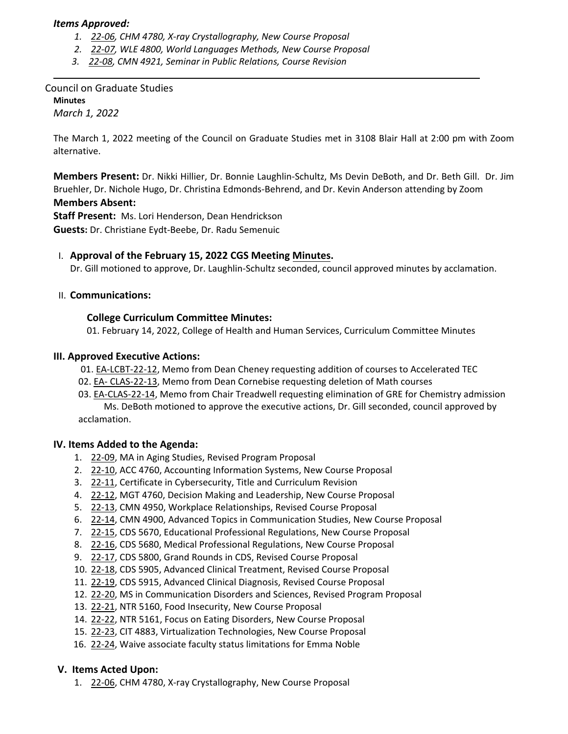***Items Approved:***

1. *22-06, CHM 4780, X-ray Crystallography, New Course Proposal*
2. *22-07, WLE 4800, World Languages Methods, New Course Proposal*
3. *22-08, CMN 4921, Seminar in Public Relations, Course Revision*

---

Council on Graduate Studies

**Minutes**

*March 1, 2022*

The March 1, 2022 meeting of the Council on Graduate Studies met in 3108 Blair Hall at 2:00 pm with Zoom alternative.

**Members Present:** Dr. Nikki Hillier, Dr. Bonnie Laughlin-Schultz, Ms Devin DeBoth, and Dr. Beth Gill. Dr. Jim Bruehler, Dr. Nichole Hugo, Dr. Christina Edmonds-Behrend, and Dr. Kevin Anderson attending by Zoom

**Members Absent:**

**Staff Present:** Ms. Lori Henderson, Dean Hendrickson

**Guests:** Dr. Christiane Eydt-Beebe, Dr. Radu Semenuic

I. **Approval of the February 15, 2022 CGS Meeting Minutes.**
   Dr. Gill motioned to approve, Dr. Laughlin-Schultz seconded, council approved minutes by acclamation.

II. **Communications:**

   **College Curriculum Committee Minutes:**
   01. February 14, 2022, College of Health and Human Services, Curriculum Committee Minutes

**III. Approved Executive Actions:**

01. EA-LCBT-22-12, Memo from Dean Cheney requesting addition of courses to Accelerated TEC
02. EA- CLAS-22-13, Memo from Dean Cornebise requesting deletion of Math courses
03. EA-CLAS-22-14, Memo from Chair Treadwell requesting elimination of GRE for Chemistry admission

Ms. DeBoth motioned to approve the executive actions, Dr. Gill seconded, council approved by acclamation.

**IV. Items Added to the Agenda:**

1. 22-09, MA in Aging Studies, Revised Program Proposal
2. 22-10, ACC 4760, Accounting Information Systems, New Course Proposal
3. 22-11, Certificate in Cybersecurity, Title and Curriculum Revision
4. 22-12, MGT 4760, Decision Making and Leadership, New Course Proposal
5. 22-13, CMN 4950, Workplace Relationships, Revised Course Proposal
6. 22-14, CMN 4900, Advanced Topics in Communication Studies, New Course Proposal
7. 22-15, CDS 5670, Educational Professional Regulations, New Course Proposal
8. 22-16, CDS 5680, Medical Professional Regulations, New Course Proposal
9. 22-17, CDS 5800, Grand Rounds in CDS, Revised Course Proposal
10. 22-18, CDS 5905, Advanced Clinical Treatment, Revised Course Proposal
11. 22-19, CDS 5915, Advanced Clinical Diagnosis, Revised Course Proposal
12. 22-20, MS in Communication Disorders and Sciences, Revised Program Proposal
13. 22-21, NTR 5160, Food Insecurity, New Course Proposal
14. 22-22, NTR 5161, Focus on Eating Disorders, New Course Proposal
15. 22-23, CIT 4883, Virtualization Technologies, New Course Proposal
16. 22-24, Waive associate faculty status limitations for Emma Noble

**V. Items Acted Upon:**

1. 22-06, CHM 4780, X-ray Crystallography, New Course Proposal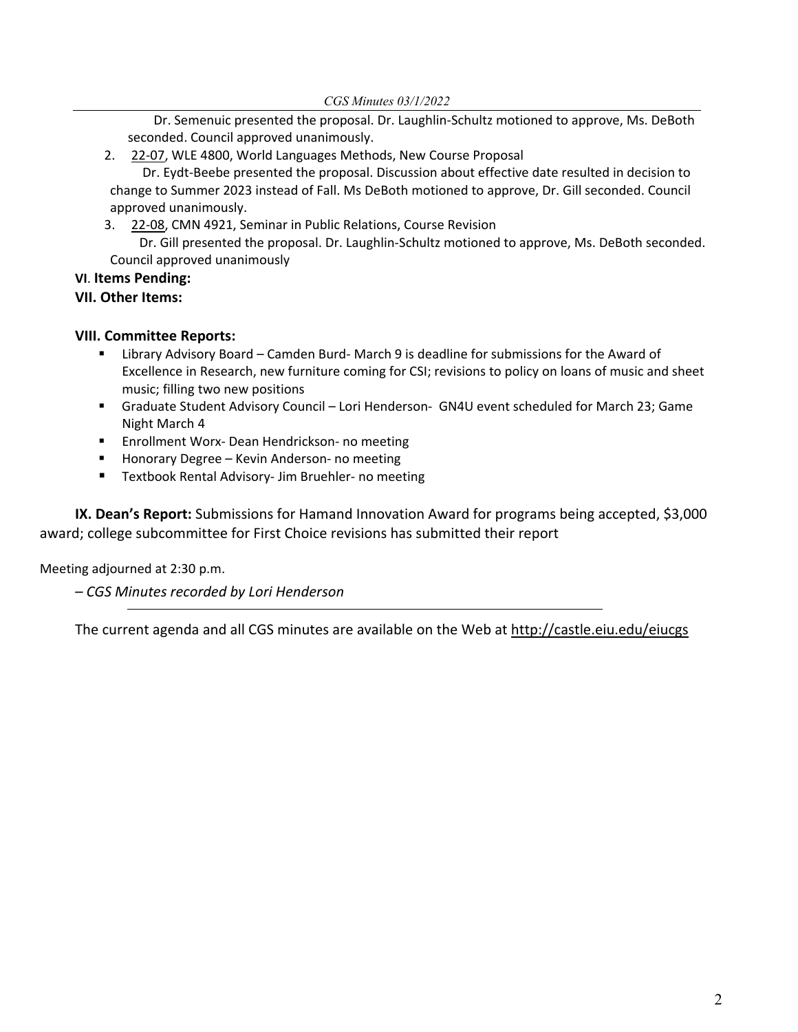Dr. Semenuic presented the proposal. Dr. Laughlin-Schultz motioned to approve, Ms. DeBoth seconded. Council approved unanimously.

2. 22-07, WLE 4800, World Languages Methods, New Course Proposal

   Dr. Eydt-Beebe presented the proposal. Discussion about effective date resulted in decision to change to Summer 2023 instead of Fall. Ms DeBoth motioned to approve, Dr. Gill seconded. Council approved unanimously.

3. 22-08, CMN 4921, Seminar in Public Relations, Course Revision

   Dr. Gill presented the proposal. Dr. Laughlin-Schultz motioned to approve, Ms. DeBoth seconded. Council approved unanimously

**VI. Items Pending:**

**VII. Other Items:**

**VIII. Committee Reports:**

- Library Advisory Board – Camden Burd- March 9 is deadline for submissions for the Award of Excellence in Research, new furniture coming for CSI; revisions to policy on loans of music and sheet music; filling two new positions
- Graduate Student Advisory Council – Lori Henderson- GN4U event scheduled for March 23; Game Night March 4
- Enrollment Worx- Dean Hendrickson- no meeting
- Honorary Degree – Kevin Anderson- no meeting
- Textbook Rental Advisory- Jim Bruehler- no meeting

**IX. Dean's Report:** Submissions for Hamand Innovation Award for programs being accepted, $3,000 award; college subcommittee for First Choice revisions has submitted their report

Meeting adjourned at 2:30 p.m.

*– CGS Minutes recorded by Lori Henderson*

The current agenda and all CGS minutes are available on the Web at http://castle.eiu.edu/eiucgs